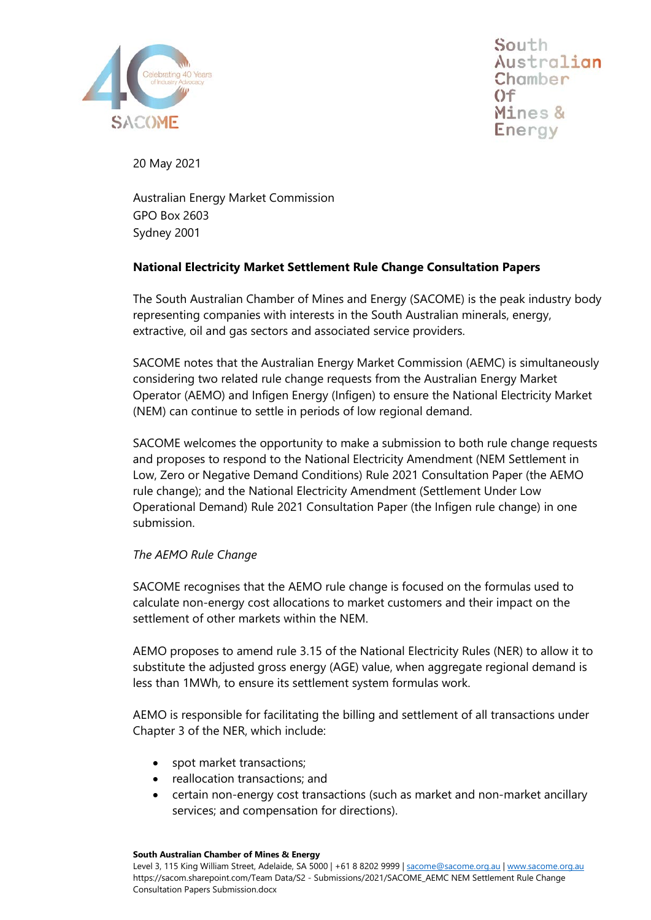20 May 2021

Australian Energy Market Commission
GPO Box 2603
Sydney 2001

**National Electricity Market Settlement Rule Change Consultation Papers**

The South Australian Chamber of Mines and Energy (SACOME) is the peak industry body representing companies with interests in the South Australian minerals, energy, extractive, oil and gas sectors and associated service providers.

SACOME notes that the Australian Energy Market Commission (AEMC) is simultaneously considering two related rule change requests from the Australian Energy Market Operator (AEMO) and Infigen Energy (Infigen) to ensure the National Electricity Market (NEM) can continue to settle in periods of low regional demand.

SACOME welcomes the opportunity to make a submission to both rule change requests and proposes to respond to the National Electricity Amendment (NEM Settlement in Low, Zero or Negative Demand Conditions) Rule 2021 Consultation Paper (the AEMO rule change); and the National Electricity Amendment (Settlement Under Low Operational Demand) Rule 2021 Consultation Paper (the Infigen rule change) in one submission.

*The AEMO Rule Change*

SACOME recognises that the AEMO rule change is focused on the formulas used to calculate non-energy cost allocations to market customers and their impact on the settlement of other markets within the NEM.

AEMO proposes to amend rule 3.15 of the National Electricity Rules (NER) to allow it to substitute the adjusted gross energy (AGE) value, when aggregate regional demand is less than 1MWh, to ensure its settlement system formulas work.

AEMO is responsible for facilitating the billing and settlement of all transactions under Chapter 3 of the NER, which include:

- spot market transactions;
- reallocation transactions; and
- certain non-energy cost transactions (such as market and non-market ancillary services; and compensation for directions).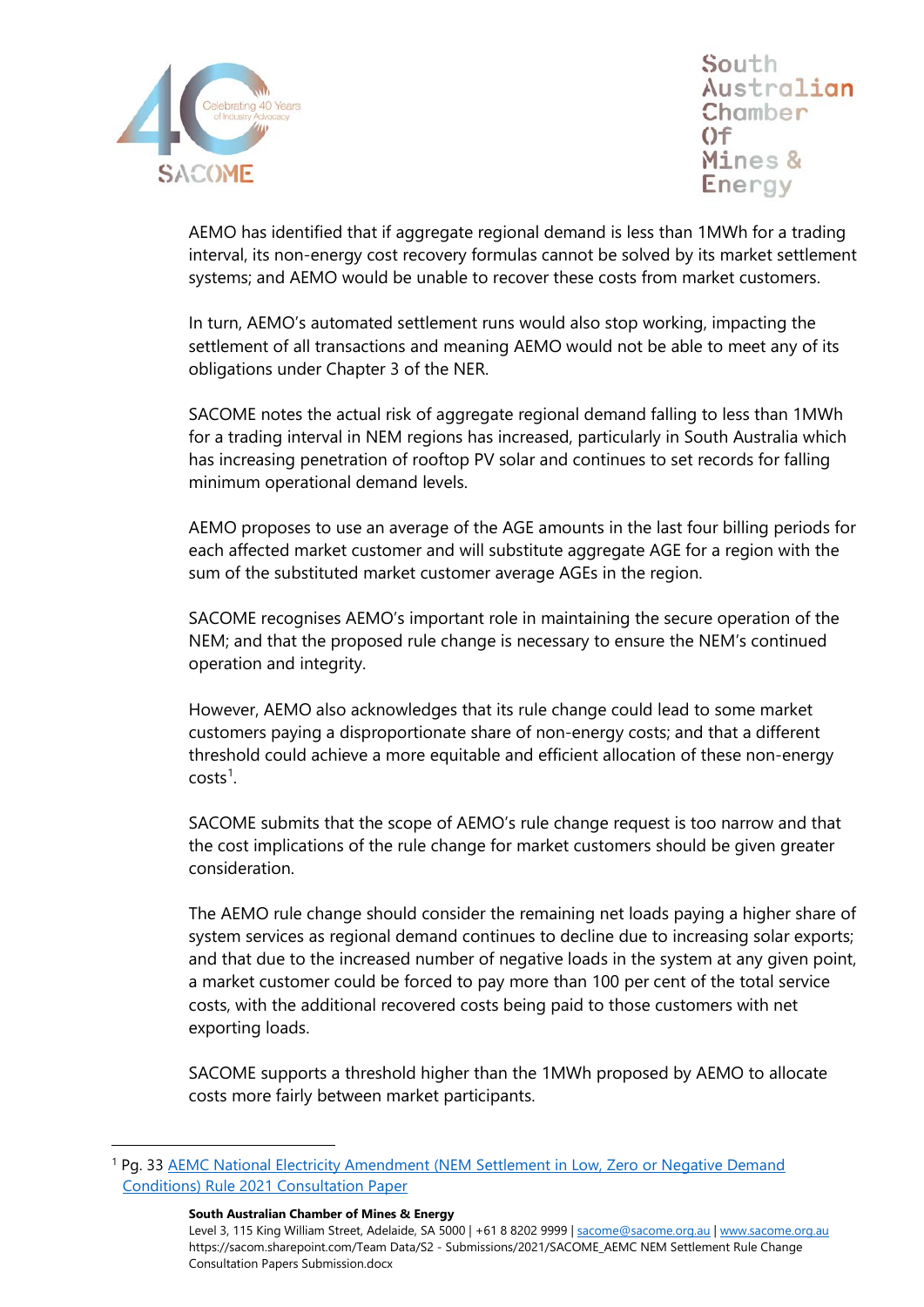AEMO has identified that if aggregate regional demand is less than 1MWh for a trading interval, its non-energy cost recovery formulas cannot be solved by its market settlement systems; and AEMO would be unable to recover these costs from market customers.

In turn, AEMO's automated settlement runs would also stop working, impacting the settlement of all transactions and meaning AEMO would not be able to meet any of its obligations under Chapter 3 of the NER.

SACOME notes the actual risk of aggregate regional demand falling to less than 1MWh for a trading interval in NEM regions has increased, particularly in South Australia which has increasing penetration of rooftop PV solar and continues to set records for falling minimum operational demand levels.

AEMO proposes to use an average of the AGE amounts in the last four billing periods for each affected market customer and will substitute aggregate AGE for a region with the sum of the substituted market customer average AGEs in the region.

SACOME recognises AEMO's important role in maintaining the secure operation of the NEM; and that the proposed rule change is necessary to ensure the NEM's continued operation and integrity.

However, AEMO also acknowledges that its rule change could lead to some market customers paying a disproportionate share of non-energy costs; and that a different threshold could achieve a more equitable and efficient allocation of these non-energy costs[1].

SACOME submits that the scope of AEMO's rule change request is too narrow and that the cost implications of the rule change for market customers should be given greater consideration.

The AEMO rule change should consider the remaining net loads paying a higher share of system services as regional demand continues to decline due to increasing solar exports; and that due to the increased number of negative loads in the system at any given point, a market customer could be forced to pay more than 100 per cent of the total service costs, with the additional recovered costs being paid to those customers with net exporting loads.

SACOME supports a threshold higher than the 1MWh proposed by AEMO to allocate costs more fairly between market participants.

[1] Pg. 33 AEMC National Electricity Amendment (NEM Settlement in Low, Zero or Negative Demand Conditions) Rule 2021 Consultation Paper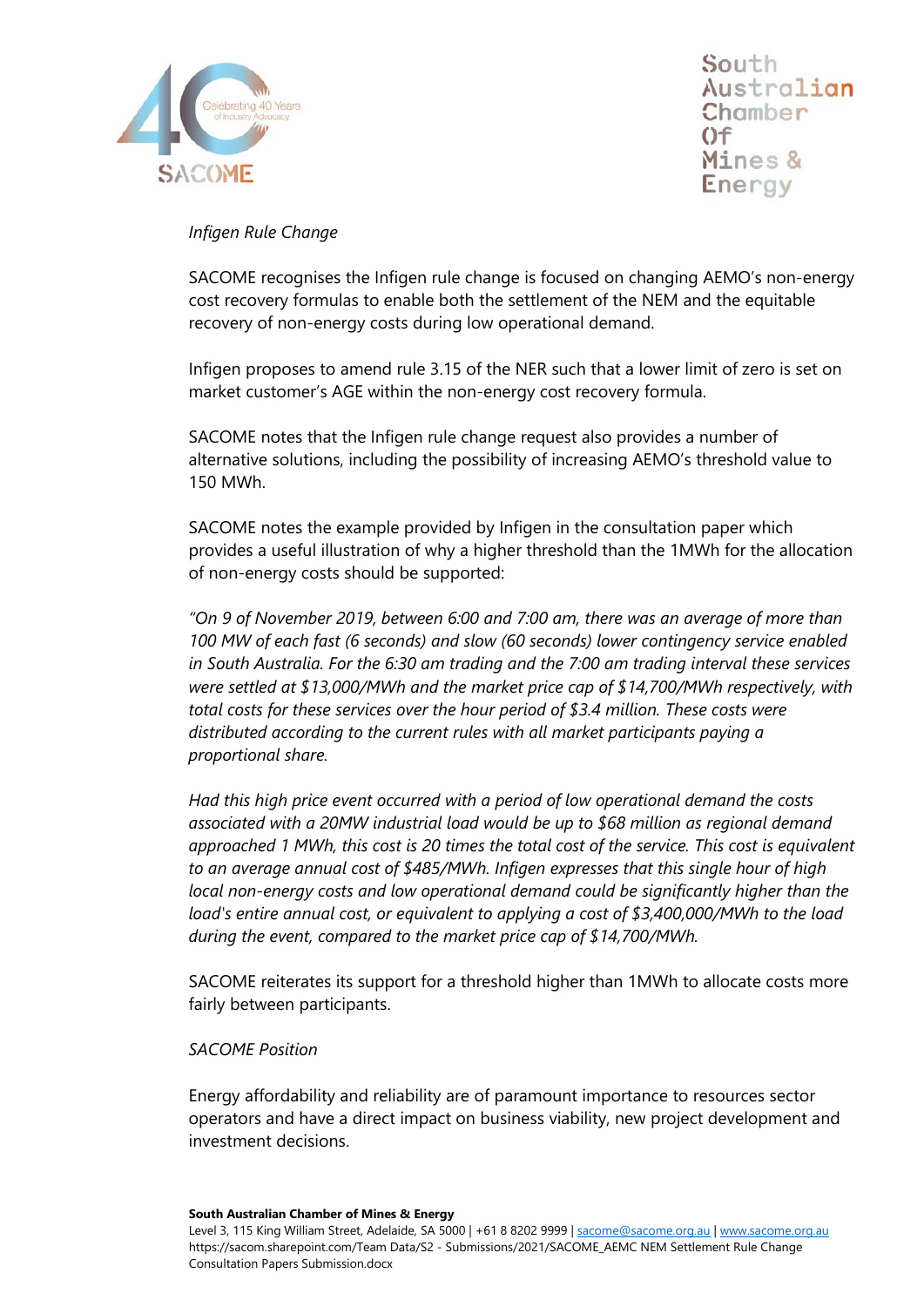*Infigen Rule Change*

SACOME recognises the Infigen rule change is focused on changing AEMO's non-energy cost recovery formulas to enable both the settlement of the NEM and the equitable recovery of non-energy costs during low operational demand.

Infigen proposes to amend rule 3.15 of the NER such that a lower limit of zero is set on market customer's AGE within the non-energy cost recovery formula.

SACOME notes that the Infigen rule change request also provides a number of alternative solutions, including the possibility of increasing AEMO's threshold value to 150 MWh.

SACOME notes the example provided by Infigen in the consultation paper which provides a useful illustration of why a higher threshold than the 1MWh for the allocation of non-energy costs should be supported:

*"On 9 of November 2019, between 6:00 and 7:00 am, there was an average of more than 100 MW of each fast (6 seconds) and slow (60 seconds) lower contingency service enabled in South Australia. For the 6:30 am trading and the 7:00 am trading interval these services were settled at $13,000/MWh and the market price cap of $14,700/MWh respectively, with total costs for these services over the hour period of $3.4 million. These costs were distributed according to the current rules with all market participants paying a proportional share.*

*Had this high price event occurred with a period of low operational demand the costs associated with a 20MW industrial load would be up to $68 million as regional demand approached 1 MWh, this cost is 20 times the total cost of the service. This cost is equivalent to an average annual cost of $485/MWh. Infigen expresses that this single hour of high local non-energy costs and low operational demand could be significantly higher than the load's entire annual cost, or equivalent to applying a cost of $3,400,000/MWh to the load during the event, compared to the market price cap of $14,700/MWh.*

SACOME reiterates its support for a threshold higher than 1MWh to allocate costs more fairly between participants.

*SACOME Position*

Energy affordability and reliability are of paramount importance to resources sector operators and have a direct impact on business viability, new project development and investment decisions.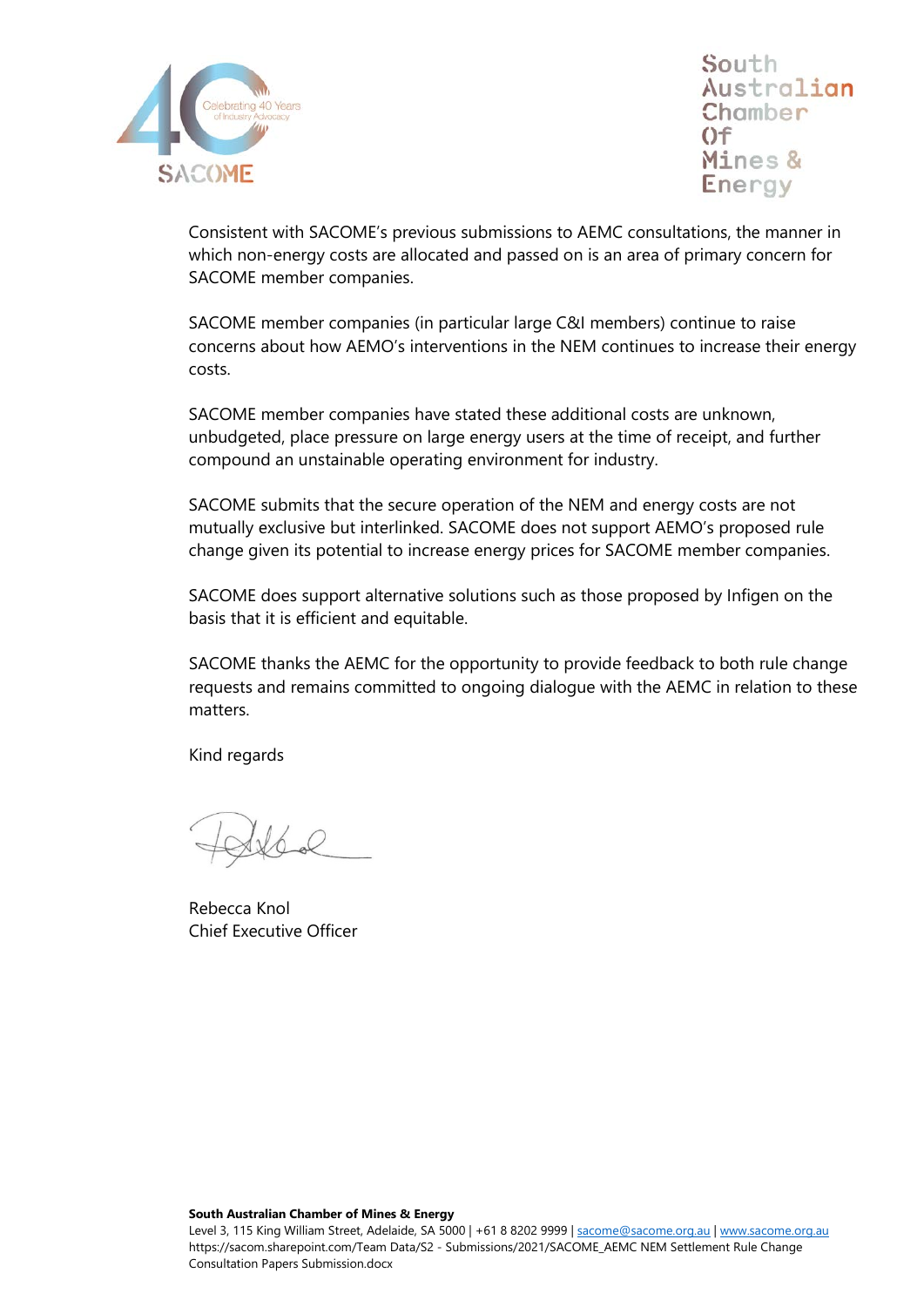Consistent with SACOME's previous submissions to AEMC consultations, the manner in which non-energy costs are allocated and passed on is an area of primary concern for SACOME member companies.

SACOME member companies (in particular large C&I members) continue to raise concerns about how AEMO's interventions in the NEM continues to increase their energy costs.

SACOME member companies have stated these additional costs are unknown, unbudgeted, place pressure on large energy users at the time of receipt, and further compound an unsustainable operating environment for industry.

SACOME submits that the secure operation of the NEM and energy costs are not mutually exclusive but interlinked. SACOME does not support AEMO's proposed rule change given its potential to increase energy prices for SACOME member companies.

SACOME does support alternative solutions such as those proposed by Infigen on the basis that it is efficient and equitable.

SACOME thanks the AEMC for the opportunity to provide feedback to both rule change requests and remains committed to ongoing dialogue with the AEMC in relation to these matters.

Kind regards

Rebecca Knol
Chief Executive Officer